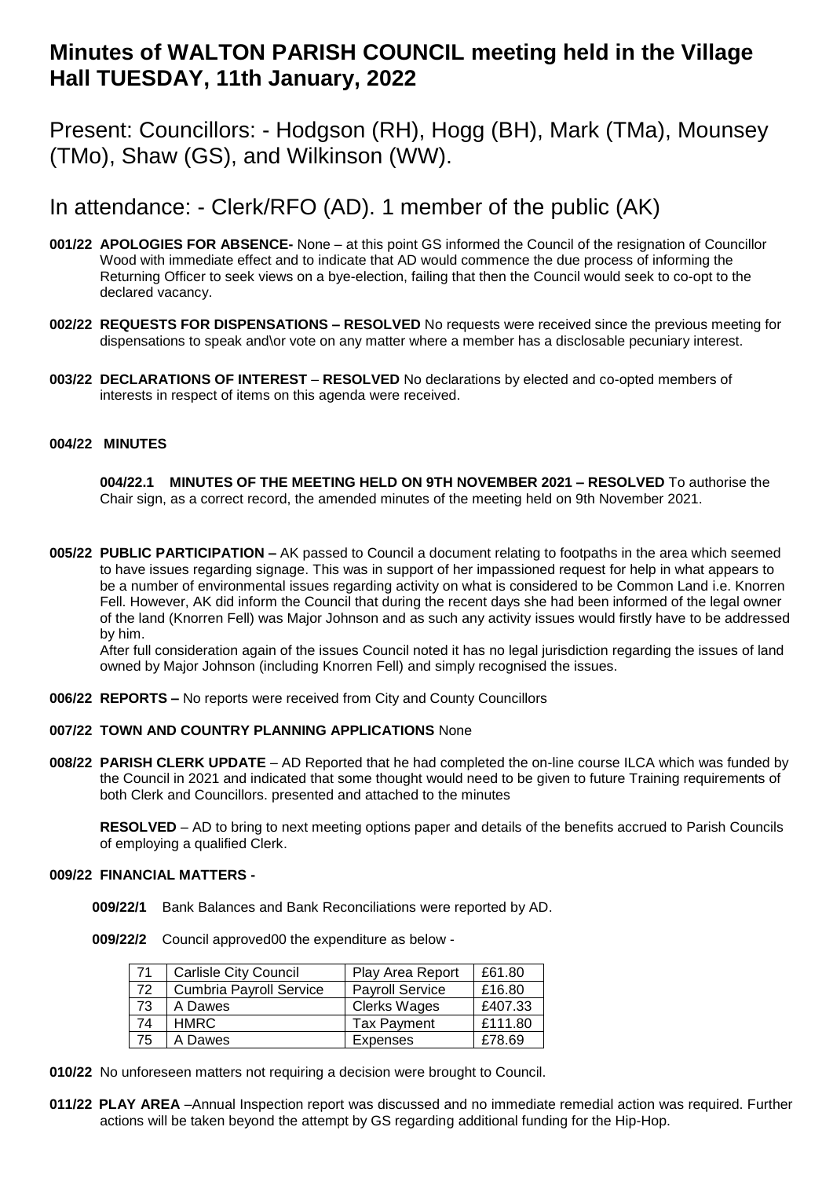# Minutes of WALTON PARISH COUNCIL meeting held in the Village Hall TUESDAY, 11th January, 2022

Present: Councillors: - Hodgson (RH), Hogg (BH), Mark (TMa), Mounsey (TMo), Shaw (GS), and Wilkinson (WW).

In attendance: - Clerk/RFO (AD). 1 member of the public (AK)

**001/22 APOLOGIES FOR ABSENCE-** None – at this point GS informed the Council of the resignation of Councillor Wood with immediate effect and to indicate that AD would commence the due process of informing the Returning Officer to seek views on a bye-election, failing that then the Council would seek to co-opt to the declared vacancy.

**002/22 REQUESTS FOR DISPENSATIONS – RESOLVED** No requests were received since the previous meeting for dispensations to speak and\or vote on any matter where a member has a disclosable pecuniary interest.

**003/22 DECLARATIONS OF INTEREST** – **RESOLVED** No declarations by elected and co-opted members of interests in respect of items on this agenda were received.

**004/22 MINUTES**

**004/22.1 MINUTES OF THE MEETING HELD ON 9TH NOVEMBER 2021 – RESOLVED** To authorise the Chair sign, as a correct record, the amended minutes of the meeting held on 9th November 2021.

**005/22 PUBLIC PARTICIPATION –** AK passed to Council a document relating to footpaths in the area which seemed to have issues regarding signage. This was in support of her impassioned request for help in what appears to be a number of environmental issues regarding activity on what is considered to be Common Land i.e. Knorren Fell. However, AK did inform the Council that during the recent days she had been informed of the legal owner of the land (Knorren Fell) was Major Johnson and as such any activity issues would firstly have to be addressed by him.

After full consideration again of the issues Council noted it has no legal jurisdiction regarding the issues of land owned by Major Johnson (including Knorren Fell) and simply recognised the issues.

**006/22 REPORTS –** No reports were received from City and County Councillors

**007/22 TOWN AND COUNTRY PLANNING APPLICATIONS** None

**008/22 PARISH CLERK UPDATE** – AD Reported that he had completed the on-line course ILCA which was funded by the Council in 2021 and indicated that some thought would need to be given to future Training requirements of both Clerk and Councillors. presented and attached to the minutes

**RESOLVED** – AD to bring to next meeting options paper and details of the benefits accrued to Parish Councils of employing a qualified Clerk.

**009/22 FINANCIAL MATTERS -**

**009/22/1** Bank Balances and Bank Reconciliations were reported by AD.

**009/22/2** Council approved00 the expenditure as below -

| 71 | Carlisle City Council | Play Area Report | £61.80 |
|---|---|---|---|
| 72 | Cumbria Payroll Service | Payroll Service | £16.80 |
| 73 | A Dawes | Clerks Wages | £407.33 |
| 74 | HMRC | Tax Payment | £111.80 |
| 75 | A Dawes | Expenses | £78.69 |

**010/22** No unforeseen matters not requiring a decision were brought to Council.

**011/22 PLAY AREA** –Annual Inspection report was discussed and no immediate remedial action was required. Further actions will be taken beyond the attempt by GS regarding additional funding for the Hip-Hop.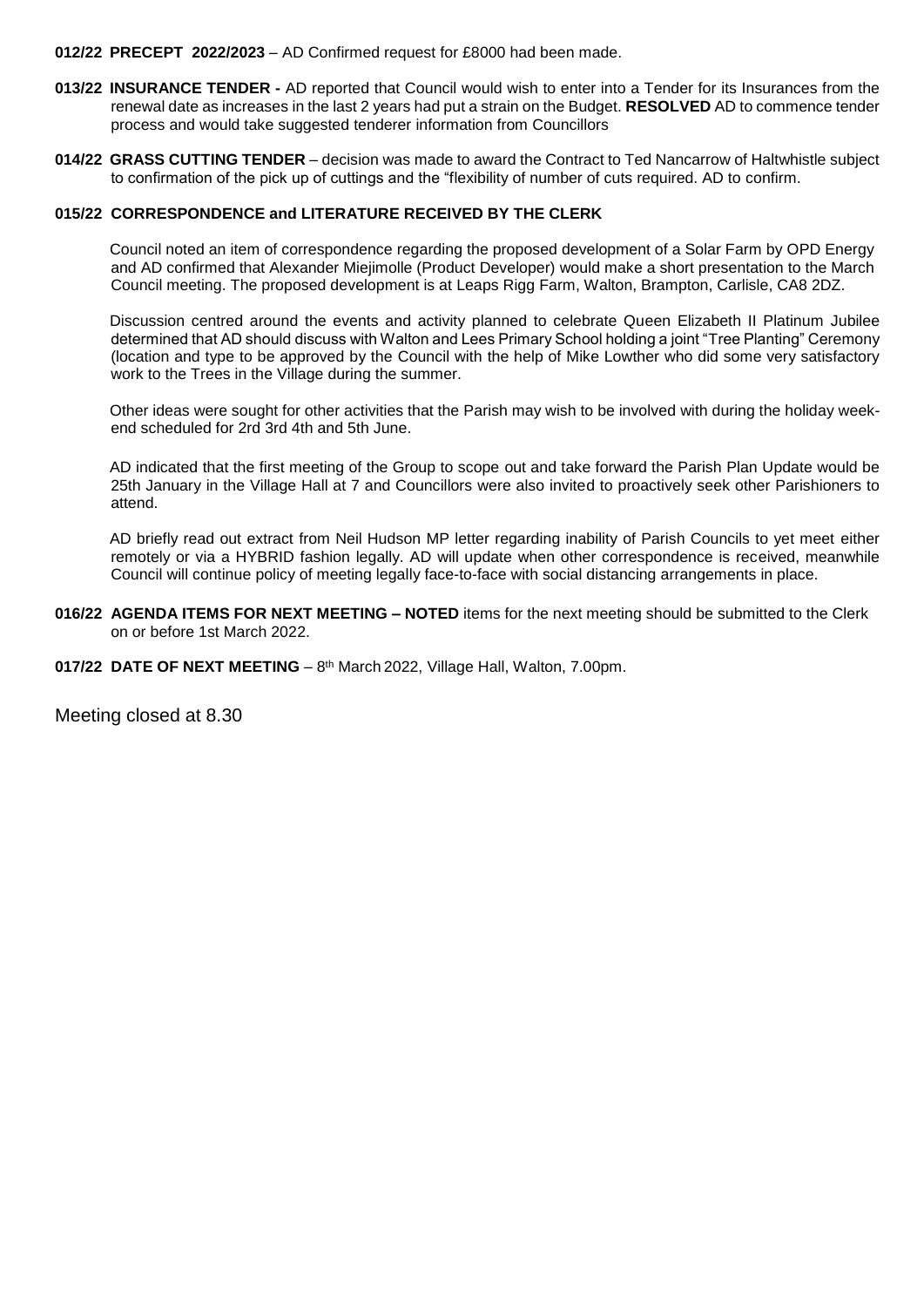**012/22 PRECEPT 2022/2023** – AD Confirmed request for £8000 had been made.

**013/22 INSURANCE TENDER -** AD reported that Council would wish to enter into a Tender for its Insurances from the renewal date as increases in the last 2 years had put a strain on the Budget. **RESOLVED** AD to commence tender process and would take suggested tenderer information from Councillors

**014/22 GRASS CUTTING TENDER** – decision was made to award the Contract to Ted Nancarrow of Haltwhistle subject to confirmation of the pick up of cuttings and the "flexibility of number of cuts required. AD to confirm.

**015/22 CORRESPONDENCE and LITERATURE RECEIVED BY THE CLERK**

Council noted an item of correspondence regarding the proposed development of a Solar Farm by OPD Energy and AD confirmed that Alexander Miejimolle (Product Developer) would make a short presentation to the March Council meeting. The proposed development is at Leaps Rigg Farm, Walton, Brampton, Carlisle, CA8 2DZ.

Discussion centred around the events and activity planned to celebrate Queen Elizabeth II Platinum Jubilee determined that AD should discuss with Walton and Lees Primary School holding a joint "Tree Planting" Ceremony (location and type to be approved by the Council with the help of Mike Lowther who did some very satisfactory work to the Trees in the Village during the summer.

Other ideas were sought for other activities that the Parish may wish to be involved with during the holiday week-end scheduled for 2rd 3rd 4th and 5th June.

AD indicated that the first meeting of the Group to scope out and take forward the Parish Plan Update would be 25th January in the Village Hall at 7 and Councillors were also invited to proactively seek other Parishioners to attend.

AD briefly read out extract from Neil Hudson MP letter regarding inability of Parish Councils to yet meet either remotely or via a HYBRID fashion legally. AD will update when other correspondence is received, meanwhile Council will continue policy of meeting legally face-to-face with social distancing arrangements in place.

**016/22 AGENDA ITEMS FOR NEXT MEETING – NOTED** items for the next meeting should be submitted to the Clerk on or before 1st March 2022.

**017/22 DATE OF NEXT MEETING** – 8th March 2022, Village Hall, Walton, 7.00pm.

Meeting closed at 8.30